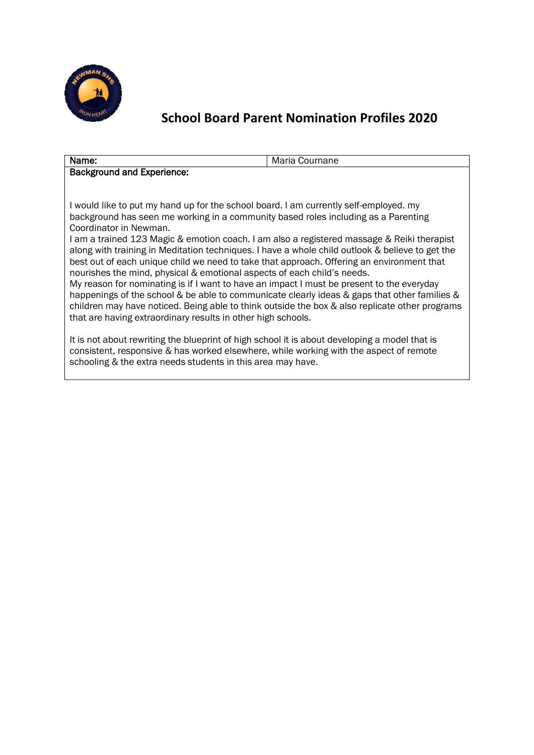# School Board Parent Nomination Profiles 2020

| Name: | Maria Cournane |
| --- | --- |

**Background and Experience:**

I would like to put my hand up for the school board. I am currently self-employed. my background has seen me working in a community based roles including as a Parenting Coordinator in Newman.
I am a trained 123 Magic & emotion coach. I am also a registered massage & Reiki therapist along with training in Meditation techniques. I have a whole child outlook & believe to get the best out of each unique child we need to take that approach. Offering an environment that nourishes the mind, physical & emotional aspects of each child's needs.
My reason for nominating is if I want to have an impact I must be present to the everyday happenings of the school & be able to communicate clearly ideas & gaps that other families & children may have noticed. Being able to think outside the box & also replicate other programs that are having extraordinary results in other high schools.

It is not about rewriting the blueprint of high school it is about developing a model that is consistent, responsive & has worked elsewhere, while working with the aspect of remote schooling & the extra needs students in this area may have.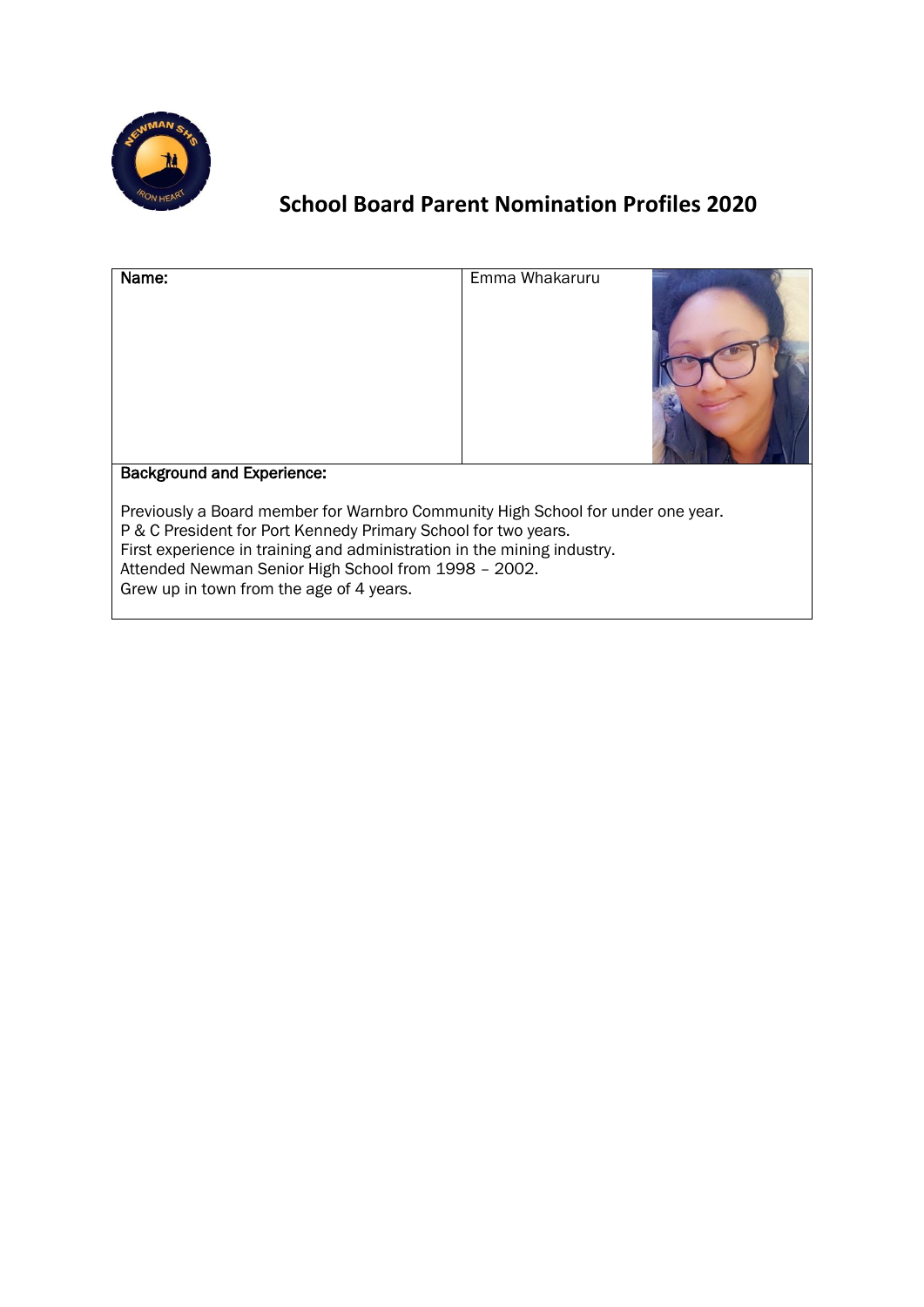# School Board Parent Nomination Profiles 2020

| Name: | Emma Whakaruru |
| --- | --- |

**Background and Experience:**

Previously a Board member for Warnbro Community High School for under one year.
P & C President for Port Kennedy Primary School for two years.
First experience in training and administration in the mining industry.
Attended Newman Senior High School from 1998 – 2002.
Grew up in town from the age of 4 years.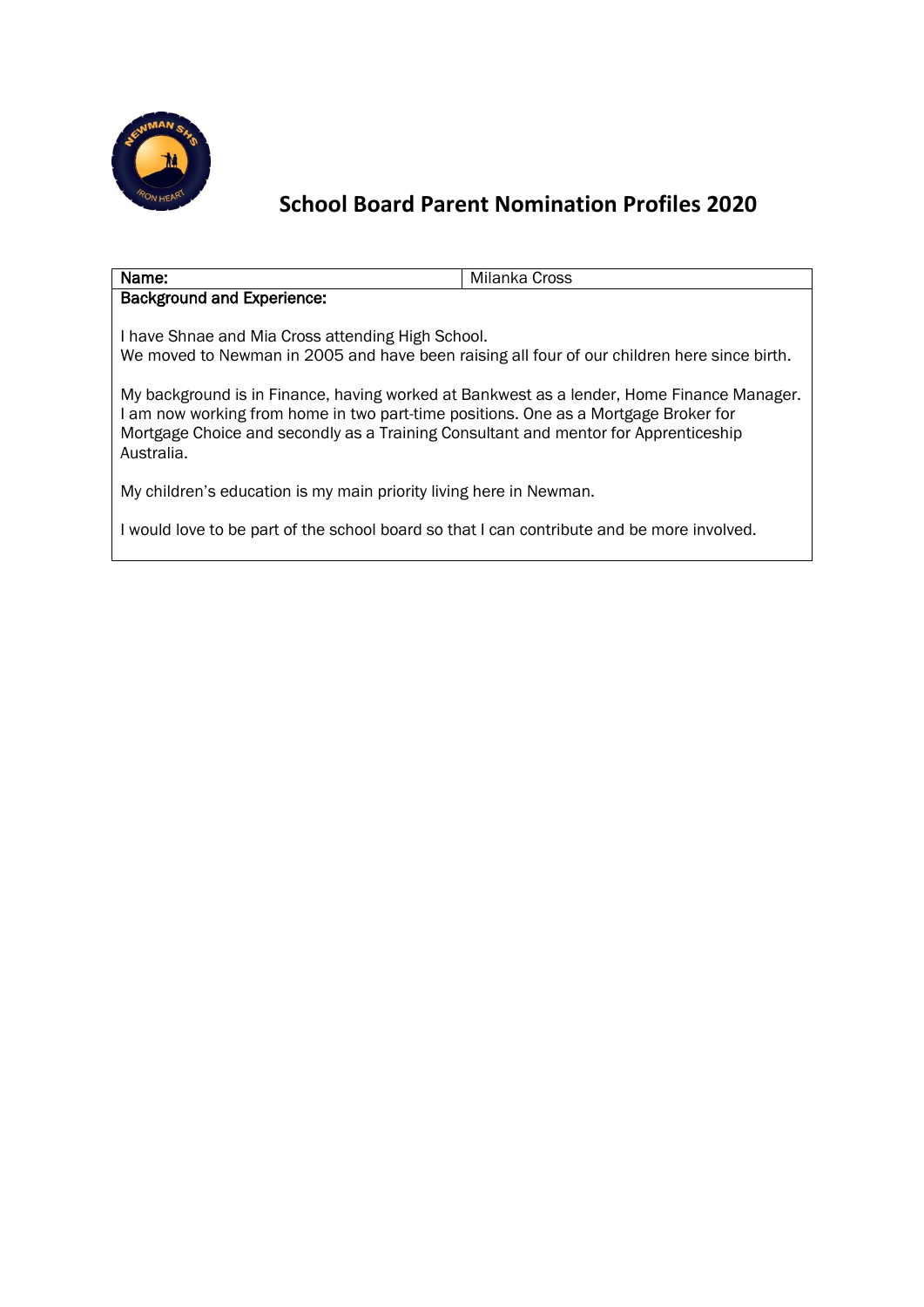# School Board Parent Nomination Profiles 2020

| Name: | Milanka Cross |
|---|---|
| **Background and Experience:** | |

I have Shnae and Mia Cross attending High School.
We moved to Newman in 2005 and have been raising all four of our children here since birth.

My background is in Finance, having worked at Bankwest as a lender, Home Finance Manager. I am now working from home in two part-time positions. One as a Mortgage Broker for Mortgage Choice and secondly as a Training Consultant and mentor for Apprenticeship Australia.

My children's education is my main priority living here in Newman.

I would love to be part of the school board so that I can contribute and be more involved.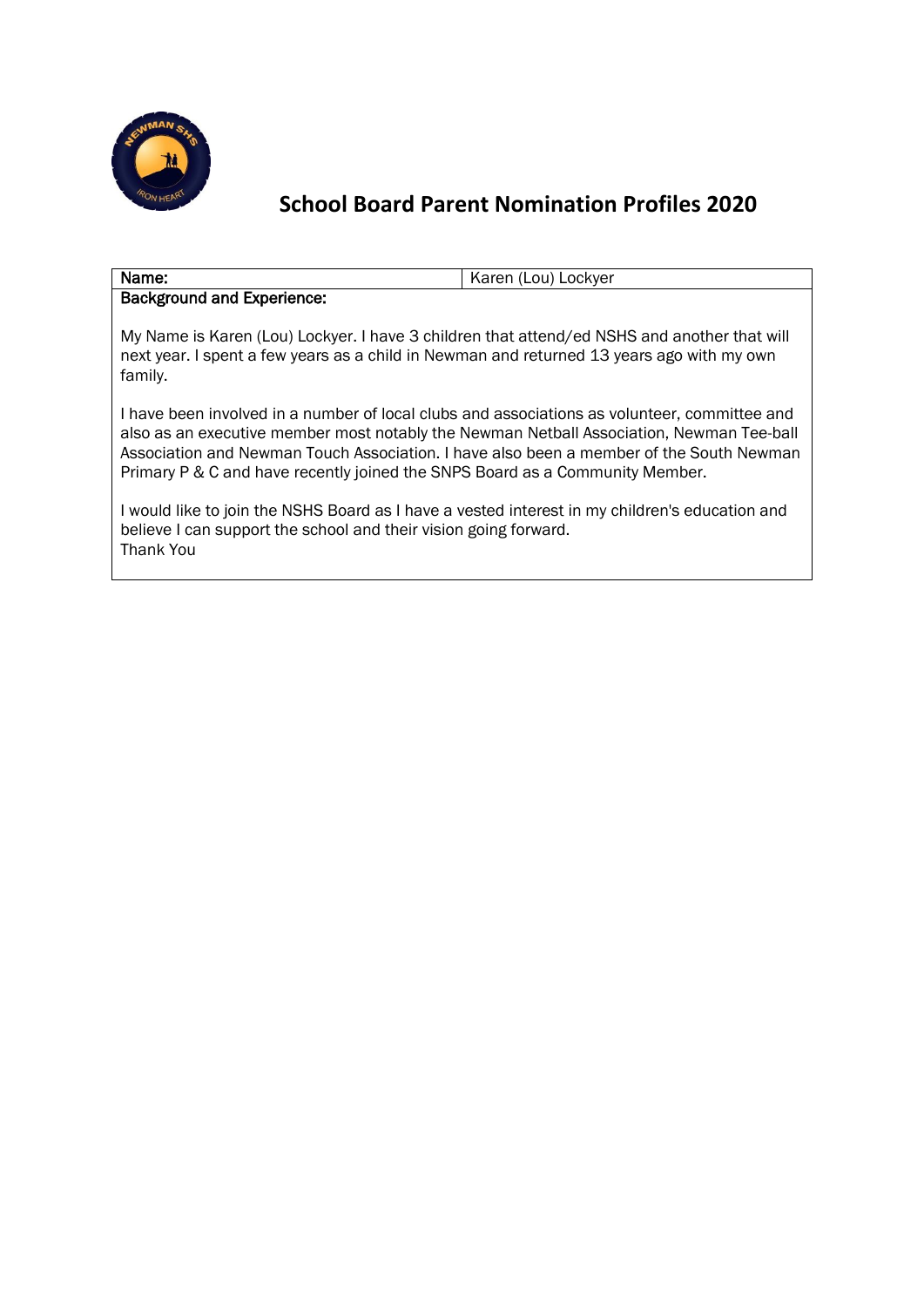# School Board Parent Nomination Profiles 2020

| Name: | Karen (Lou) Lockyer |
| --- | --- |

**Background and Experience:**

My Name is Karen (Lou) Lockyer. I have 3 children that attend/ed NSHS and another that will next year. I spent a few years as a child in Newman and returned 13 years ago with my own family.

I have been involved in a number of local clubs and associations as volunteer, committee and also as an executive member most notably the Newman Netball Association, Newman Tee-ball Association and Newman Touch Association. I have also been a member of the South Newman Primary P & C and have recently joined the SNPS Board as a Community Member.

I would like to join the NSHS Board as I have a vested interest in my children's education and believe I can support the school and their vision going forward.
Thank You